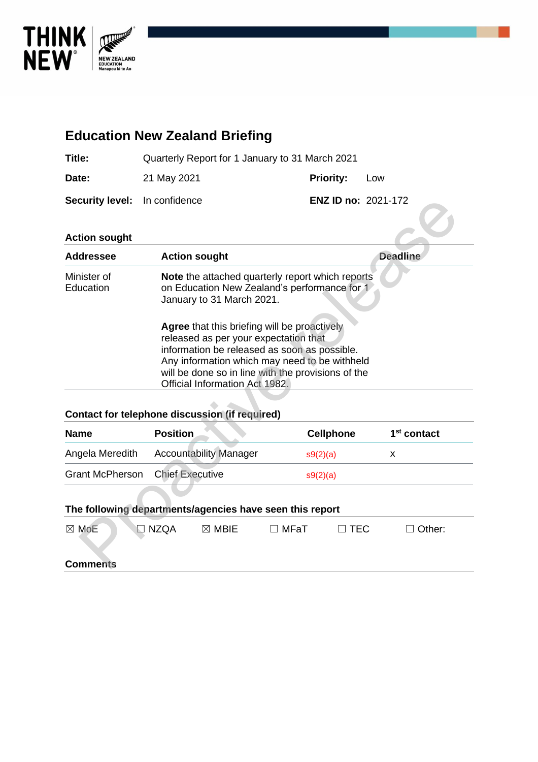# Education New Zealand Briefing

| | | | |
|---|---|---|---|
| **Title:** | Quarterly Report for 1 January to 31 March 2021 | | |
| **Date:** | 21 May 2021 | **Priority:** | Low |
| **Security level:** | In confidence | **ENZ ID no:** | 2021-172 |

## Action sought

| Addressee | Action sought | Deadline |
|---|---|---|
| Minister of Education | **Note** the attached quarterly report which reports on Education New Zealand's performance for 1 January to 31 March 2021.<br><br>**Agree** that this briefing will be proactively released as per your expectation that information be released as soon as possible. Any information which may need to be withheld will be done so in line with the provisions of the Official Information Act 1982. | |

## Contact for telephone discussion (if required)

| Name | Position | Cellphone | 1st contact |
|---|---|---|---|
| Angela Meredith | Accountability Manager | s9(2)(a) | x |
| Grant McPherson | Chief Executive | s9(2)(a) | |

## The following departments/agencies have seen this report

☒ MoE ☐ NZQA ☒ MBIE ☐ MFaT ☐ TEC ☐ Other:

## Comments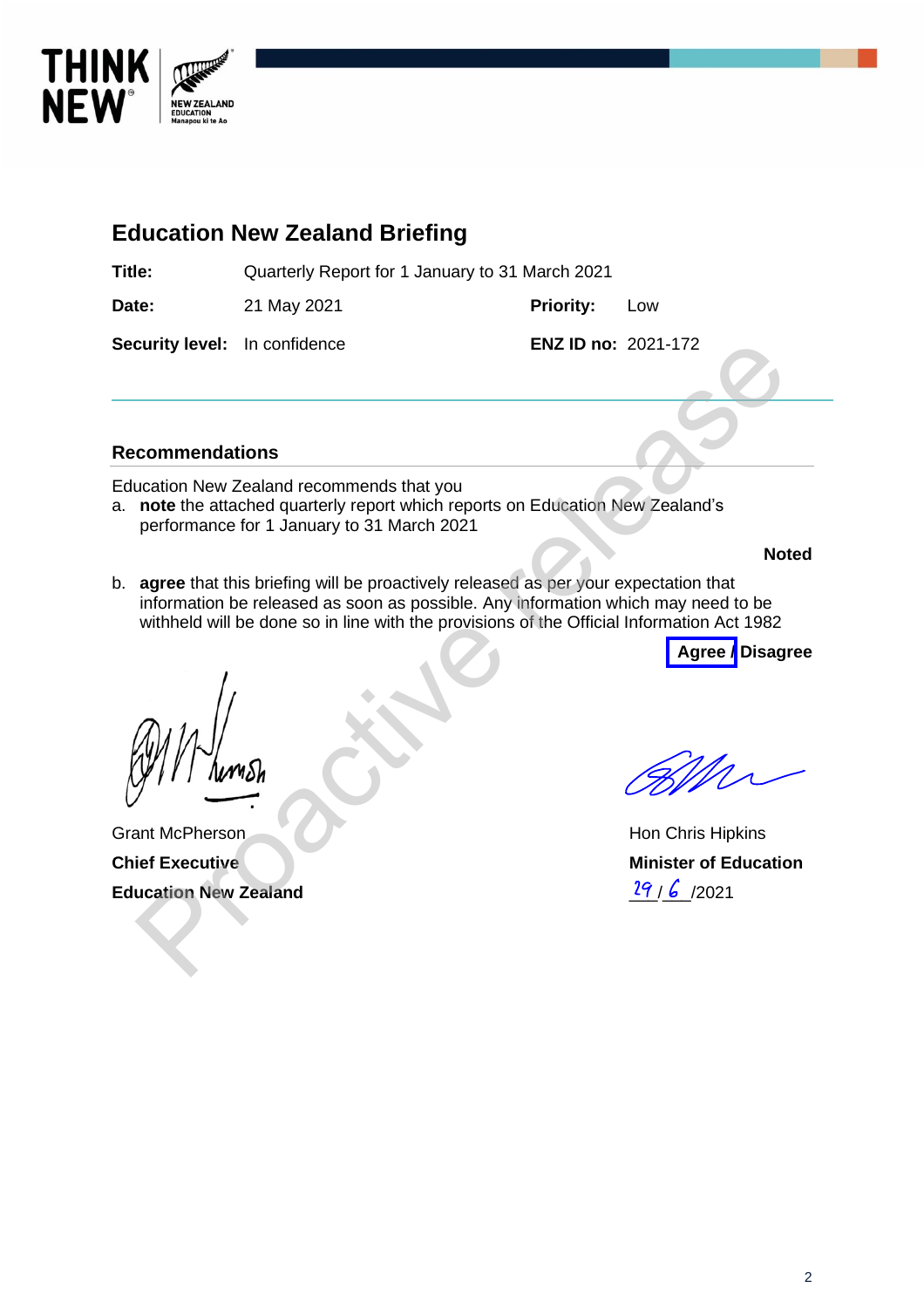# Education New Zealand Briefing

| | | | |
|---|---|---|---|
| **Title:** | Quarterly Report for 1 January to 31 March 2021 | | |
| **Date:** | 21 May 2021 | **Priority:** | Low |
| **Security level:** | In confidence | **ENZ ID no:** | 2021-172 |

## Recommendations

Education New Zealand recommends that you

a. **note** the attached quarterly report which reports on Education New Zealand's performance for 1 January to 31 March 2021

**Noted**

b. **agree** that this briefing will be proactively released as per your expectation that information be released as soon as possible. Any information which may need to be withheld will be done so in line with the provisions of the Official Information Act 1982

**Agree / Disagree**

Grant McPherson
**Chief Executive**
**Education New Zealand**

Hon Chris Hipkins
**Minister of Education**
29 / 6 /2021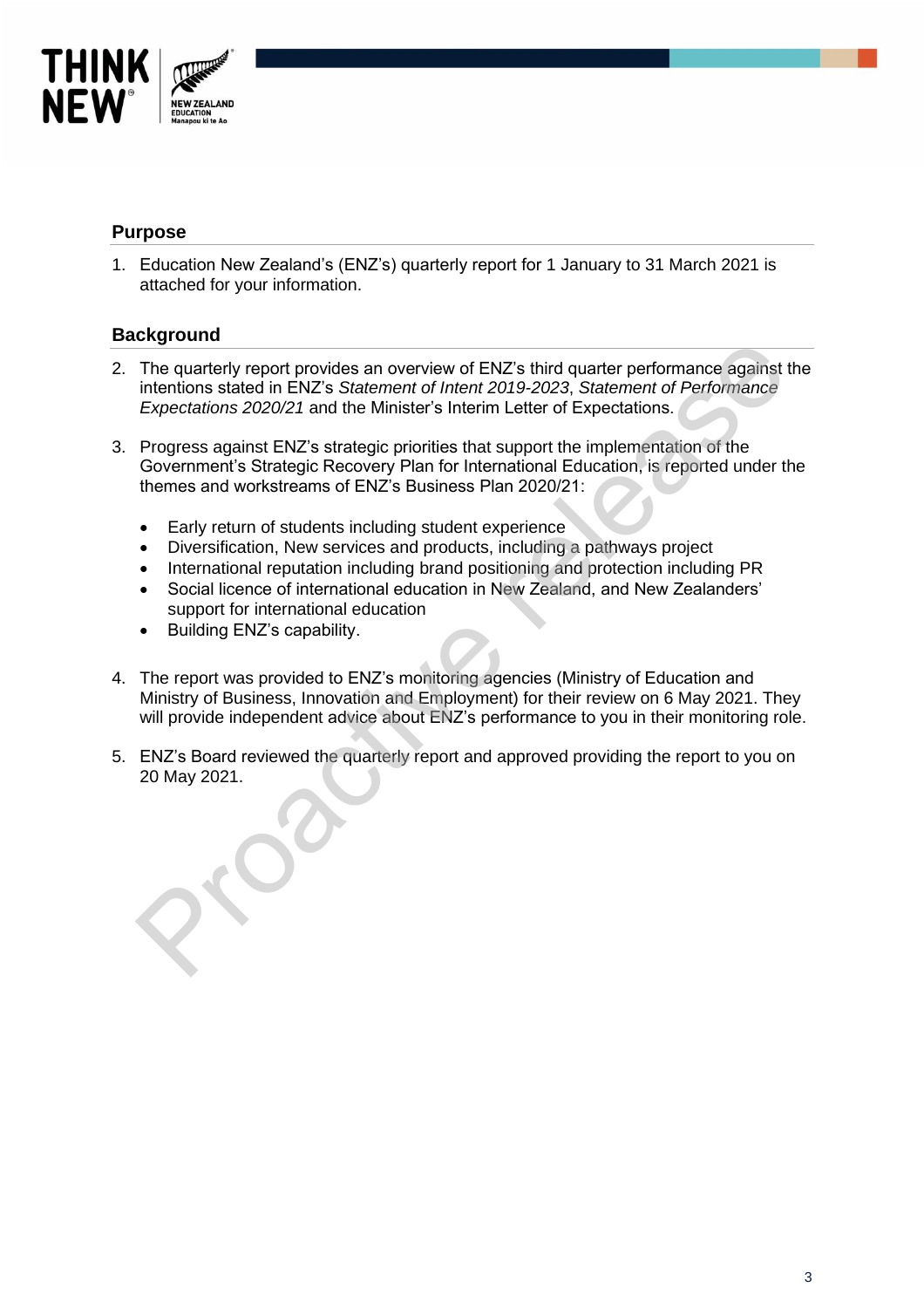## Purpose

1. Education New Zealand's (ENZ's) quarterly report for 1 January to 31 March 2021 is attached for your information.

## Background

2. The quarterly report provides an overview of ENZ's third quarter performance against the intentions stated in ENZ's *Statement of Intent 2019-2023*, *Statement of Performance Expectations 2020/21* and the Minister's Interim Letter of Expectations.

3. Progress against ENZ's strategic priorities that support the implementation of the Government's Strategic Recovery Plan for International Education, is reported under the themes and workstreams of ENZ's Business Plan 2020/21:

   - Early return of students including student experience
   - Diversification, New services and products, including a pathways project
   - International reputation including brand positioning and protection including PR
   - Social licence of international education in New Zealand, and New Zealanders' support for international education
   - Building ENZ's capability.

4. The report was provided to ENZ's monitoring agencies (Ministry of Education and Ministry of Business, Innovation and Employment) for their review on 6 May 2021. They will provide independent advice about ENZ's performance to you in their monitoring role.

5. ENZ's Board reviewed the quarterly report and approved providing the report to you on 20 May 2021.